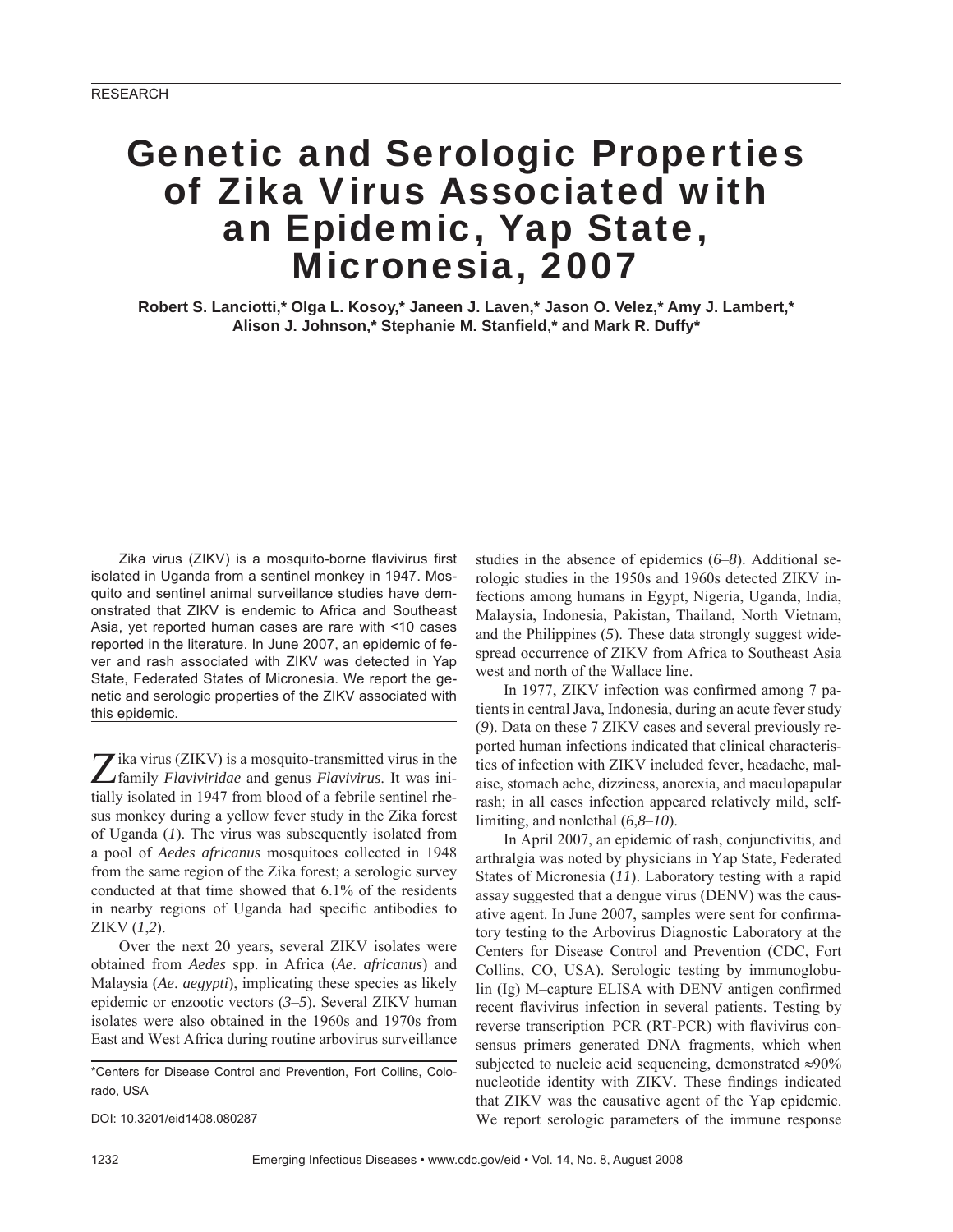RESEARCH

# Genetic and Serologic Properties of Zika Virus Associated with an Epidemic, Yap State, Micronesia, 2007

**Robert S. Lanciotti,* Olga L. Kosoy,* Janeen J. Laven,* Jason O. Velez,* Amy J. Lambert,* Alison J. Johnson,* Stephanie M. Stanfield,* and Mark R. Duffy***

Zika virus (ZIKV) is a mosquito-borne flavivirus first isolated in Uganda from a sentinel monkey in 1947. Mosquito and sentinel animal surveillance studies have demonstrated that ZIKV is endemic to Africa and Southeast Asia, yet reported human cases are rare with <10 cases reported in the literature. In June 2007, an epidemic of fever and rash associated with ZIKV was detected in Yap State, Federated States of Micronesia. We report the genetic and serologic properties of the ZIKV associated with this epidemic.

Zika virus (ZIKV) is a mosquito-transmitted virus in the family *Flaviviridae* and genus *Flavivirus*. It was initially isolated in 1947 from blood of a febrile sentinel rhesus monkey during a yellow fever study in the Zika forest of Uganda (*1*). The virus was subsequently isolated from a pool of *Aedes africanus* mosquitoes collected in 1948 from the same region of the Zika forest; a serologic survey conducted at that time showed that 6.1% of the residents in nearby regions of Uganda had specific antibodies to ZIKV (*1*,*2*).

Over the next 20 years, several ZIKV isolates were obtained from *Aedes* spp. in Africa (*Ae*. *africanus*) and Malaysia (*Ae*. *aegypti*), implicating these species as likely epidemic or enzootic vectors (*3*–*5*). Several ZIKV human isolates were also obtained in the 1960s and 1970s from East and West Africa during routine arbovirus surveillance studies in the absence of epidemics (*6*–*8*). Additional serologic studies in the 1950s and 1960s detected ZIKV infections among humans in Egypt, Nigeria, Uganda, India, Malaysia, Indonesia, Pakistan, Thailand, North Vietnam, and the Philippines (*5*). These data strongly suggest widespread occurrence of ZIKV from Africa to Southeast Asia west and north of the Wallace line.

In 1977, ZIKV infection was confirmed among 7 patients in central Java, Indonesia, during an acute fever study (*9*). Data on these 7 ZIKV cases and several previously reported human infections indicated that clinical characteristics of infection with ZIKV included fever, headache, malaise, stomach ache, dizziness, anorexia, and maculopapular rash; in all cases infection appeared relatively mild, self-limiting, and nonlethal (*6*,*8*–*10*).

In April 2007, an epidemic of rash, conjunctivitis, and arthralgia was noted by physicians in Yap State, Federated States of Micronesia (*11*). Laboratory testing with a rapid assay suggested that a dengue virus (DENV) was the causative agent. In June 2007, samples were sent for confirmatory testing to the Arbovirus Diagnostic Laboratory at the Centers for Disease Control and Prevention (CDC, Fort Collins, CO, USA). Serologic testing by immunoglobulin (Ig) M–capture ELISA with DENV antigen confirmed recent flavivirus infection in several patients. Testing by reverse transcription–PCR (RT-PCR) with flavivirus consensus primers generated DNA fragments, which when subjected to nucleic acid sequencing, demonstrated ≈90% nucleotide identity with ZIKV. These findings indicated that ZIKV was the causative agent of the Yap epidemic. We report serologic parameters of the immune response

*Centers for Disease Control and Prevention, Fort Collins, Colorado, USA

DOI: 10.3201/eid1408.080287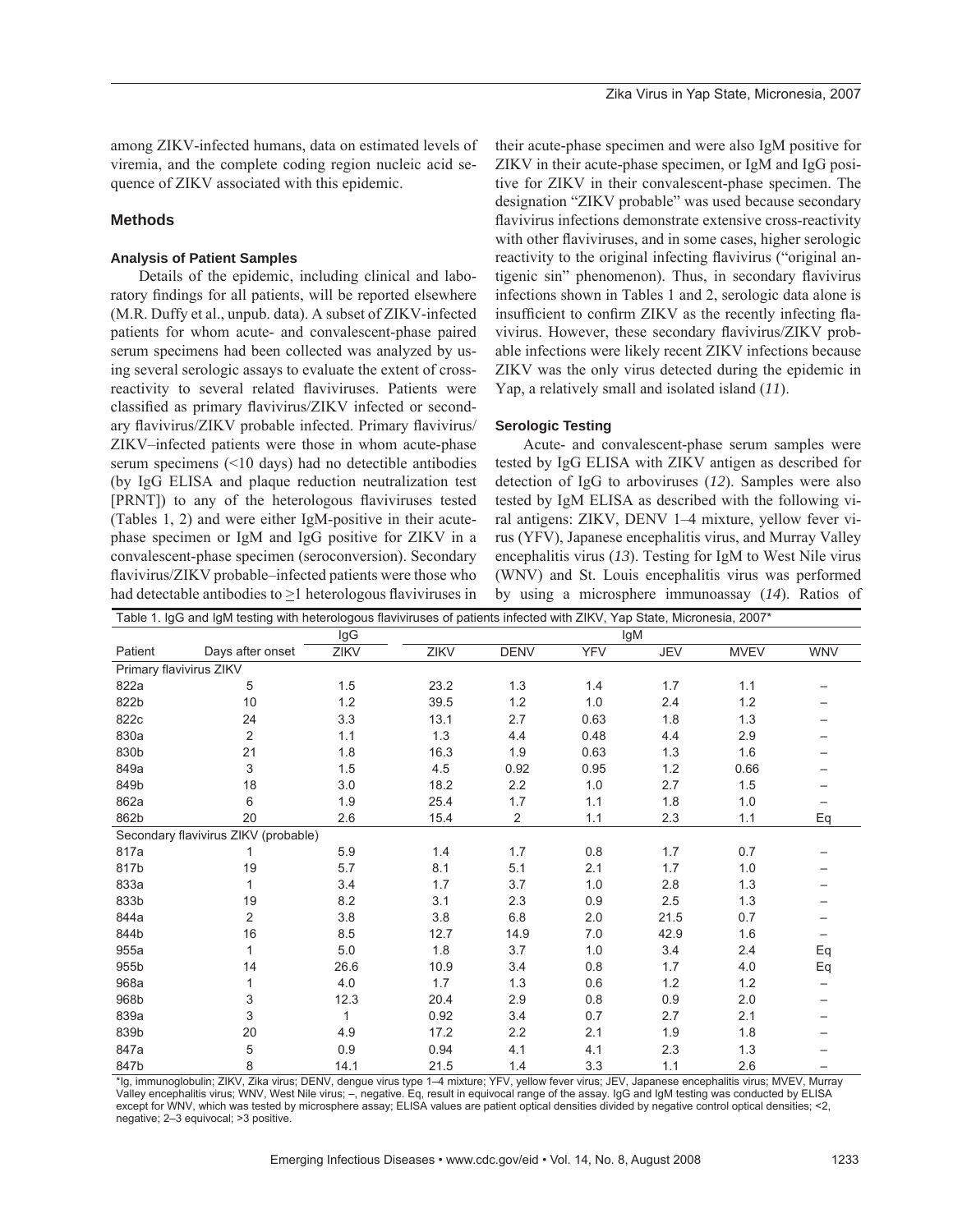among ZIKV-infected humans, data on estimated levels of viremia, and the complete coding region nucleic acid sequence of ZIKV associated with this epidemic.

## Methods

### Analysis of Patient Samples

Details of the epidemic, including clinical and laboratory findings for all patients, will be reported elsewhere (M.R. Duffy et al., unpub. data). A subset of ZIKV-infected patients for whom acute- and convalescent-phase paired serum specimens had been collected was analyzed by using several serologic assays to evaluate the extent of cross-reactivity to several related flaviviruses. Patients were classified as primary flavivirus/ZIKV infected or secondary flavivirus/ZIKV probable infected. Primary flavivirus/ZIKV–infected patients were those in whom acute-phase serum specimens (<10 days) had no detectable antibodies (by IgG ELISA and plaque reduction neutralization test [PRNT]) to any of the heterologous flaviviruses tested (Tables 1, 2) and were either IgM-positive in their acute-phase specimen or IgM and IgG positive for ZIKV in a convalescent-phase specimen (seroconversion). Secondary flavivirus/ZIKV probable–infected patients were those who had detectable antibodies to ≥1 heterologous flaviviruses in their acute-phase specimen and were also IgM positive for ZIKV in their acute-phase specimen, or IgM and IgG positive for ZIKV in their convalescent-phase specimen. The designation "ZIKV probable" was used because secondary flavivirus infections demonstrate extensive cross-reactivity with other flaviviruses, and in some cases, higher serologic reactivity to the original infecting flavivirus ("original antigenic sin" phenomenon). Thus, in secondary flavivirus infections shown in Tables 1 and 2, serologic data alone is insufficient to confirm ZIKV as the recently infecting flavivirus. However, these secondary flavivirus/ZIKV probable infections were likely recent ZIKV infections because ZIKV was the only virus detected during the epidemic in Yap, a relatively small and isolated island (*11*).

### Serologic Testing

Acute- and convalescent-phase serum samples were tested by IgG ELISA with ZIKV antigen as described for detection of IgG to arboviruses (*12*). Samples were also tested by IgM ELISA as described with the following viral antigens: ZIKV, DENV 1–4 mixture, yellow fever virus (YFV), Japanese encephalitis virus, and Murray Valley encephalitis virus (*13*). Testing for IgM to West Nile virus (WNV) and St. Louis encephalitis virus was performed by using a microsphere immunoassay (*14*). Ratios of

Table 1. IgG and IgM testing with heterologous flaviviruses of patients infected with ZIKV, Yap State, Micronesia, 2007*

| | | IgG | IgM | | | | | |
|---|---|---|---|---|---|---|---|---|
| Patient | Days after onset | ZIKV | ZIKV | DENV | YFV | JEV | MVEV | WNV |
| Primary flavivirus ZIKV | | | | | | | | |
| 822a | 5 | 1.5 | 23.2 | 1.3 | 1.4 | 1.7 | 1.1 | – |
| 822b | 10 | 1.2 | 39.5 | 1.2 | 1.0 | 2.4 | 1.2 | – |
| 822c | 24 | 3.3 | 13.1 | 2.7 | 0.63 | 1.8 | 1.3 | – |
| 830a | 2 | 1.1 | 1.3 | 4.4 | 0.48 | 4.4 | 2.9 | – |
| 830b | 21 | 1.8 | 16.3 | 1.9 | 0.63 | 1.3 | 1.6 | – |
| 849a | 3 | 1.5 | 4.5 | 0.92 | 0.95 | 1.2 | 0.66 | – |
| 849b | 18 | 3.0 | 18.2 | 2.2 | 1.0 | 2.7 | 1.5 | – |
| 862a | 6 | 1.9 | 25.4 | 1.7 | 1.1 | 1.8 | 1.0 | – |
| 862b | 20 | 2.6 | 15.4 | 2 | 1.1 | 2.3 | 1.1 | Eq |
| Secondary flavivirus ZIKV (probable) | | | | | | | | |
| 817a | 1 | 5.9 | 1.4 | 1.7 | 0.8 | 1.7 | 0.7 | – |
| 817b | 19 | 5.7 | 8.1 | 5.1 | 2.1 | 1.7 | 1.0 | – |
| 833a | 1 | 3.4 | 1.7 | 3.7 | 1.0 | 2.8 | 1.3 | – |
| 833b | 19 | 8.2 | 3.1 | 2.3 | 0.9 | 2.5 | 1.3 | – |
| 844a | 2 | 3.8 | 3.8 | 6.8 | 2.0 | 21.5 | 0.7 | – |
| 844b | 16 | 8.5 | 12.7 | 14.9 | 7.0 | 42.9 | 1.6 | – |
| 955a | 1 | 5.0 | 1.8 | 3.7 | 1.0 | 3.4 | 2.4 | Eq |
| 955b | 14 | 26.6 | 10.9 | 3.4 | 0.8 | 1.7 | 4.0 | Eq |
| 968a | 1 | 4.0 | 1.7 | 1.3 | 0.6 | 1.2 | 1.2 | – |
| 968b | 3 | 12.3 | 20.4 | 2.9 | 0.8 | 0.9 | 2.0 | – |
| 839a | 3 | 1 | 0.92 | 3.4 | 0.7 | 2.7 | 2.1 | – |
| 839b | 20 | 4.9 | 17.2 | 2.2 | 2.1 | 1.9 | 1.8 | – |
| 847a | 5 | 0.9 | 0.94 | 4.1 | 4.1 | 2.3 | 1.3 | – |
| 847b | 8 | 14.1 | 21.5 | 1.4 | 3.3 | 1.1 | 2.6 | – |

*Ig, immunoglobulin; ZIKV, Zika virus; DENV, dengue virus type 1–4 mixture; YFV, yellow fever virus; JEV, Japanese encephalitis virus; MVEV, Murray Valley encephalitis virus; WNV, West Nile virus; –, negative. Eq, result in equivocal range of the assay. IgG and IgM testing was conducted by ELISA except for WNV, which was tested by microsphere assay; ELISA values are patient optical densities divided by negative control optical densities; <2, negative; 2–3 equivocal; >3 positive.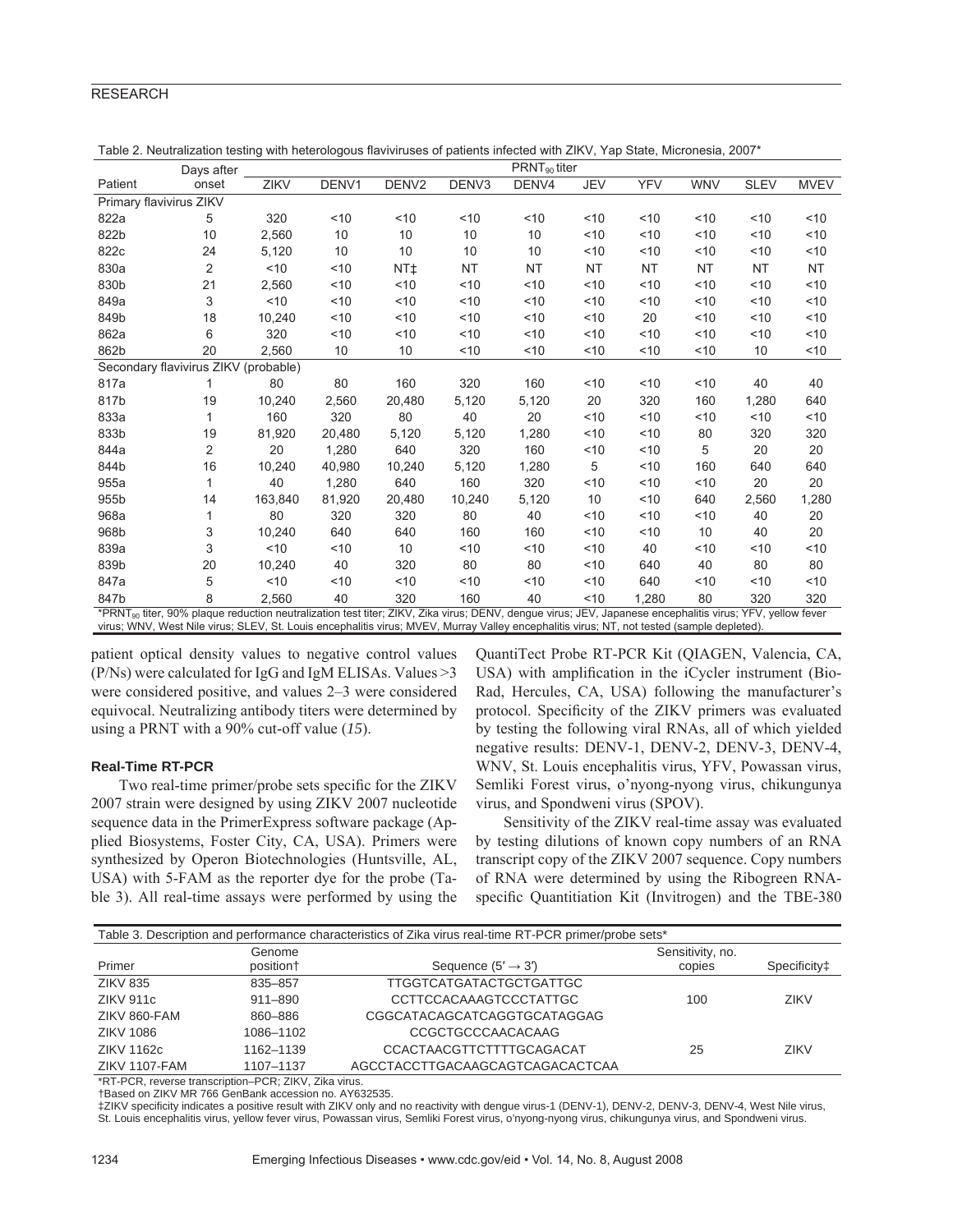Table 2. Neutralization testing with heterologous flaviviruses of patients infected with ZIKV, Yap State, Micronesia, 2007*

| Patient | Days after onset | $PRNT_{90}$ titer | | | | | | | | | |
|---|---|---|---|---|---|---|---|---|---|---|---|
| | | ZIKV | DENV1 | DENV2 | DENV3 | DENV4 | JEV | YFV | WNV | SLEV | MVEV |
| Primary flavivirus ZIKV | | | | | | | | | | | |
| 822a | 5 | 320 | <10 | <10 | <10 | <10 | <10 | <10 | <10 | <10 | <10 |
| 822b | 10 | 2,560 | 10 | 10 | 10 | 10 | <10 | <10 | <10 | <10 | <10 |
| 822c | 24 | 5,120 | 10 | 10 | 10 | 10 | <10 | <10 | <10 | <10 | <10 |
| 830a | 2 | <10 | <10 | NT‡ | NT | NT | NT | NT | NT | NT | NT |
| 830b | 21 | 2,560 | <10 | <10 | <10 | <10 | <10 | <10 | <10 | <10 | <10 |
| 849a | 3 | <10 | <10 | <10 | <10 | <10 | <10 | <10 | <10 | <10 | <10 |
| 849b | 18 | 10,240 | <10 | <10 | <10 | <10 | <10 | 20 | <10 | <10 | <10 |
| 862a | 6 | 320 | <10 | <10 | <10 | <10 | <10 | <10 | <10 | <10 | <10 |
| 862b | 20 | 2,560 | 10 | 10 | <10 | <10 | <10 | <10 | <10 | 10 | <10 |
| Secondary flavivirus ZIKV (probable) | | | | | | | | | | | |
| 817a | 1 | 80 | 80 | 160 | 320 | 160 | <10 | <10 | <10 | 40 | 40 |
| 817b | 19 | 10,240 | 2,560 | 20,480 | 5,120 | 5,120 | 20 | 320 | 160 | 1,280 | 640 |
| 833a | 1 | 160 | 320 | 80 | 40 | 20 | <10 | <10 | <10 | <10 | <10 |
| 833b | 19 | 81,920 | 20,480 | 5,120 | 5,120 | 1,280 | <10 | <10 | 80 | 320 | 320 |
| 844a | 2 | 20 | 1,280 | 640 | 320 | 160 | <10 | <10 | 5 | 20 | 20 |
| 844b | 16 | 10,240 | 40,980 | 10,240 | 5,120 | 1,280 | 5 | <10 | 160 | 640 | 640 |
| 955a | 1 | 40 | 1,280 | 640 | 160 | 320 | <10 | <10 | <10 | 20 | 20 |
| 955b | 14 | 163,840 | 81,920 | 20,480 | 10,240 | 5,120 | 10 | <10 | 640 | 2,560 | 1,280 |
| 968a | 1 | 80 | 320 | 320 | 80 | 40 | <10 | <10 | <10 | 40 | 20 |
| 968b | 3 | 10,240 | 640 | 640 | 160 | 160 | <10 | <10 | 10 | 40 | 20 |
| 839a | 3 | <10 | <10 | 10 | <10 | <10 | <10 | 40 | <10 | <10 | <10 |
| 839b | 20 | 10,240 | 40 | 320 | 80 | 80 | <10 | 640 | 40 | 80 | 80 |
| 847a | 5 | <10 | <10 | <10 | <10 | <10 | <10 | 640 | <10 | <10 | <10 |
| 847b | 8 | 2,560 | 40 | 320 | 160 | 40 | <10 | 1,280 | 80 | 320 | 320 |

*$PRNT_{90}$ titer, 90% plaque reduction neutralization test titer; ZIKV, Zika virus; DENV, dengue virus; JEV, Japanese encephalitis virus; YFV, yellow fever virus; WNV, West Nile virus; SLEV, St. Louis encephalitis virus; MVEV, Murray Valley encephalitis virus; NT, not tested (sample depleted).

patient optical density values to negative control values (P/Ns) were calculated for IgG and IgM ELISAs. Values >3 were considered positive, and values 2–3 were considered equivocal. Neutralizing antibody titers were determined by using a PRNT with a 90% cut-off value (*15*).

### Real-Time RT-PCR

Two real-time primer/probe sets specific for the ZIKV 2007 strain were designed by using ZIKV 2007 nucleotide sequence data in the PrimerExpress software package (Applied Biosystems, Foster City, CA, USA). Primers were synthesized by Operon Biotechnologies (Huntsville, AL, USA) with 5-FAM as the reporter dye for the probe (Table 3). All real-time assays were performed by using the QuantiTect Probe RT-PCR Kit (QIAGEN, Valencia, CA, USA) with amplification in the iCycler instrument (Bio-Rad, Hercules, CA, USA) following the manufacturer's protocol. Specificity of the ZIKV primers was evaluated by testing the following viral RNAs, all of which yielded negative results: DENV-1, DENV-2, DENV-3, DENV-4, WNV, St. Louis encephalitis virus, YFV, Powassan virus, Semliki Forest virus, o'nyong-nyong virus, chikungunya virus, and Spondweni virus (SPOV).

Sensitivity of the ZIKV real-time assay was evaluated by testing dilutions of known copy numbers of an RNA transcript copy of the ZIKV 2007 sequence. Copy numbers of RNA were determined by using the Ribogreen RNA-specific Quantitiation Kit (Invitrogen) and the TBE-380

Table 3. Description and performance characteristics of Zika virus real-time RT-PCR primer/probe sets*

| Primer | Genome position† | Sequence (5′ → 3′) | Sensitivity, no. copies | Specificity‡ |
|---|---|---|---|---|
| ZIKV 835 | 835–857 | TTGGTCATGATACTGCTGATTGC | | |
| ZIKV 911c | 911–890 | CCTTCCACAAAGTCCCTATTGC | 100 | ZIKV |
| ZIKV 860-FAM | 860–886 | CGGCATACAGCATCAGGTGCATAGGAG | | |
| ZIKV 1086 | 1086–1102 | CCGCTGCCCAACACAAG | | |
| ZIKV 1162c | 1162–1139 | CCACTAACGTTCTTTTGCAGACAT | 25 | ZIKV |
| ZIKV 1107-FAM | 1107–1137 | AGCCTACCTTGACAAGCAGTCAGACACTCAA | | |

*RT-PCR, reverse transcription–PCR; ZIKV, Zika virus.
†Based on ZIKV MR 766 GenBank accession no. AY632535.
‡ZIKV specificity indicates a positive result with ZIKV only and no reactivity with dengue virus-1 (DENV-1), DENV-2, DENV-3, DENV-4, West Nile virus, St. Louis encephalitis virus, yellow fever virus, Powassan virus, Semliki Forest virus, o'nyong-nyong virus, chikungunya virus, and Spondweni virus.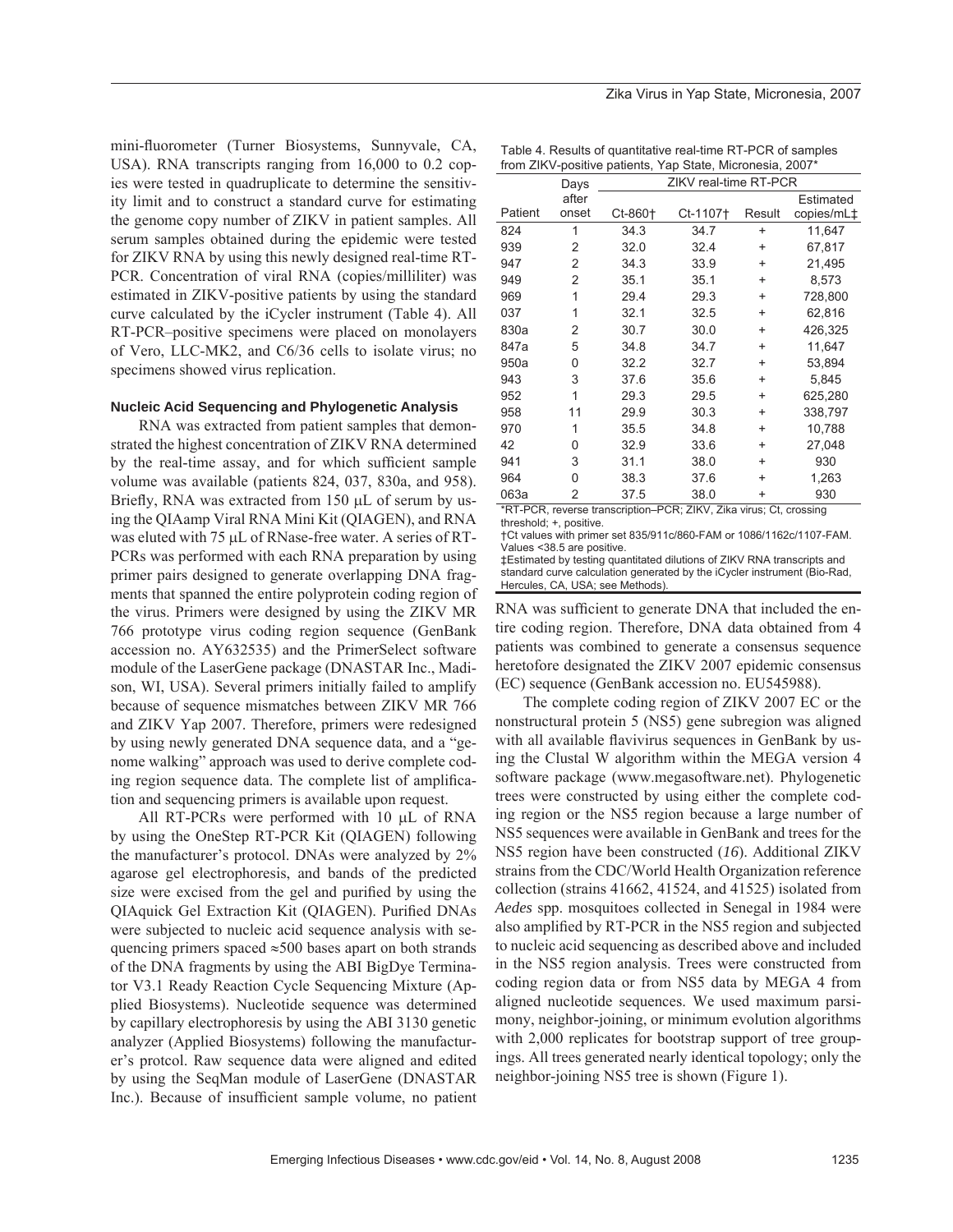mini-fluorometer (Turner Biosystems, Sunnyvale, CA, USA). RNA transcripts ranging from 16,000 to 0.2 copies were tested in quadruplicate to determine the sensitivity limit and to construct a standard curve for estimating the genome copy number of ZIKV in patient samples. All serum samples obtained during the epidemic were tested for ZIKV RNA by using this newly designed real-time RT-PCR. Concentration of viral RNA (copies/milliliter) was estimated in ZIKV-positive patients by using the standard curve calculated by the iCycler instrument (Table 4). All RT-PCR–positive specimens were placed on monolayers of Vero, LLC-MK2, and C6/36 cells to isolate virus; no specimens showed virus replication.

#### Nucleic Acid Sequencing and Phylogenetic Analysis

RNA was extracted from patient samples that demonstrated the highest concentration of ZIKV RNA determined by the real-time assay, and for which sufficient sample volume was available (patients 824, 037, 830a, and 958). Briefly, RNA was extracted from 150 μL of serum by using the QIAamp Viral RNA Mini Kit (QIAGEN), and RNA was eluted with 75 μL of RNase-free water. A series of RT-PCRs was performed with each RNA preparation by using primer pairs designed to generate overlapping DNA fragments that spanned the entire polyprotein coding region of the virus. Primers were designed by using the ZIKV MR 766 prototype virus coding region sequence (GenBank accession no. AY632535) and the PrimerSelect software module of the LaserGene package (DNASTAR Inc., Madison, WI, USA). Several primers initially failed to amplify because of sequence mismatches between ZIKV MR 766 and ZIKV Yap 2007. Therefore, primers were redesigned by using newly generated DNA sequence data, and a "genome walking" approach was used to derive complete coding region sequence data. The complete list of amplification and sequencing primers is available upon request.

All RT-PCRs were performed with 10 μL of RNA by using the OneStep RT-PCR Kit (QIAGEN) following the manufacturer's protocol. DNAs were analyzed by 2% agarose gel electrophoresis, and bands of the predicted size were excised from the gel and purified by using the QIAquick Gel Extraction Kit (QIAGEN). Purified DNAs were subjected to nucleic acid sequence analysis with sequencing primers spaced ≈500 bases apart on both strands of the DNA fragments by using the ABI BigDye Terminator V3.1 Ready Reaction Cycle Sequencing Mixture (Applied Biosystems). Nucleotide sequence was determined by capillary electrophoresis by using the ABI 3130 genetic analyzer (Applied Biosystems) following the manufacturer's protcol. Raw sequence data were aligned and edited by using the SeqMan module of LaserGene (DNASTAR Inc.). Because of insufficient sample volume, no patient RNA was sufficient to generate DNA that included the entire coding region. Therefore, DNA data obtained from 4 patients was combined to generate a consensus sequence heretofore designated the ZIKV 2007 epidemic consensus (EC) sequence (GenBank accession no. EU545988).

Table 4. Results of quantitative real-time RT-PCR of samples from ZIKV-positive patients, Yap State, Micronesia, 2007*

| Patient | Days after onset | ZIKV real-time RT-PCR | | | |
|---|---|---|---|---|---|
| | | Ct-860† | Ct-1107† | Result | Estimated copies/mL‡ |
| 824 | 1 | 34.3 | 34.7 | + | 11,647 |
| 939 | 2 | 32.0 | 32.4 | + | 67,817 |
| 947 | 2 | 34.3 | 33.9 | + | 21,495 |
| 949 | 2 | 35.1 | 35.1 | + | 8,573 |
| 969 | 1 | 29.4 | 29.3 | + | 728,800 |
| 037 | 1 | 32.1 | 32.5 | + | 62,816 |
| 830a | 2 | 30.7 | 30.0 | + | 426,325 |
| 847a | 5 | 34.8 | 34.7 | + | 11,647 |
| 950a | 0 | 32.2 | 32.7 | + | 53,894 |
| 943 | 3 | 37.6 | 35.6 | + | 5,845 |
| 952 | 1 | 29.3 | 29.5 | + | 625,280 |
| 958 | 11 | 29.9 | 30.3 | + | 338,797 |
| 970 | 1 | 35.5 | 34.8 | + | 10,788 |
| 42 | 0 | 32.9 | 33.6 | + | 27,048 |
| 941 | 3 | 31.1 | 38.0 | + | 930 |
| 964 | 0 | 38.3 | 37.6 | + | 1,263 |
| 063a | 2 | 37.5 | 38.0 | + | 930 |

*RT-PCR, reverse transcription–PCR; ZIKV, Zika virus; Ct, crossing threshold; +, positive.
†Ct values with primer set 835/911c/860-FAM or 1086/1162c/1107-FAM. Values <38.5 are positive.
‡Estimated by testing quantitated dilutions of ZIKV RNA transcripts and standard curve calculation generated by the iCycler instrument (Bio-Rad, Hercules, CA, USA; see Methods).

The complete coding region of ZIKV 2007 EC or the nonstructural protein 5 (NS5) gene subregion was aligned with all available flavivirus sequences in GenBank by using the Clustal W algorithm within the MEGA version 4 software package (www.megasoftware.net). Phylogenetic trees were constructed by using either the complete coding region or the NS5 region because a large number of NS5 sequences were available in GenBank and trees for the NS5 region have been constructed (*16*). Additional ZIKV strains from the CDC/World Health Organization reference collection (strains 41662, 41524, and 41525) isolated from *Aedes* spp. mosquitoes collected in Senegal in 1984 were also amplified by RT-PCR in the NS5 region and subjected to nucleic acid sequencing as described above and included in the NS5 region analysis. Trees were constructed from coding region data or from NS5 data by MEGA 4 from aligned nucleotide sequences. We used maximum parsimony, neighbor-joining, or minimum evolution algorithms with 2,000 replicates for bootstrap support of tree groupings. All trees generated nearly identical topology; only the neighbor-joining NS5 tree is shown (Figure 1).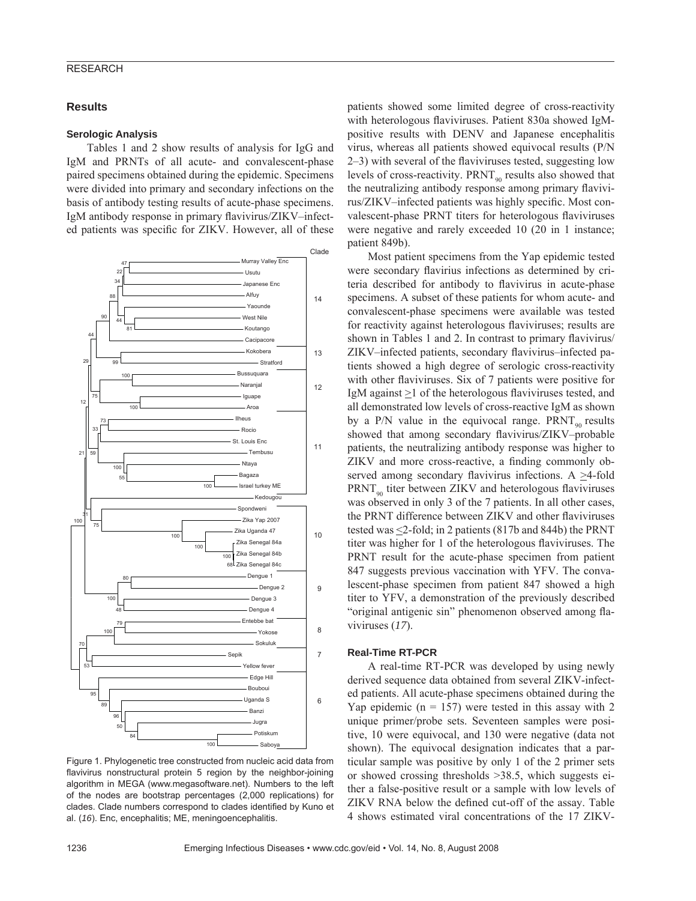## Results

### Serologic Analysis

Tables 1 and 2 show results of analysis for IgG and IgM and PRNTs of all acute- and convalescent-phase paired specimens obtained during the epidemic. Specimens were divided into primary and secondary infections on the basis of antibody testing results of acute-phase specimens. IgM antibody response in primary flavivirus/ZIKV–infected patients was specific for ZIKV. However, all of these patients showed some limited degree of cross-reactivity with heterologous flaviviruses. Patient 830a showed IgM-positive results with DENV and Japanese encephalitis virus, whereas all patients showed equivocal results (P/N 2–3) with several of the flaviviruses tested, suggesting low levels of cross-reactivity. $PRNT_{90}$ results also showed that the neutralizing antibody response among primary flavivirus/ZIKV–infected patients was highly specific. Most convalescent-phase PRNT titers for heterologous flaviviruses were negative and rarely exceeded 10 (20 in 1 instance; patient 849b).

Most patient specimens from the Yap epidemic tested were secondary flavirius infections as determined by criteria described for antibody to flavivirus in acute-phase specimens. A subset of these patients for whom acute- and convalescent-phase specimens were available was tested for reactivity against heterologous flaviviruses; results are shown in Tables 1 and 2. In contrast to primary flavivirus/ZIKV–infected patients, secondary flavivirus–infected patients showed a high degree of serologic cross-reactivity with other flaviviruses. Six of 7 patients were positive for IgM against ≥1 of the heterologous flaviviruses tested, and all demonstrated low levels of cross-reactive IgM as shown by a P/N value in the equivocal range. $PRNT_{90}$ results showed that among secondary flavivirus/ZIKV–probable patients, the neutralizing antibody response was higher to ZIKV and more cross-reactive, a finding commonly observed among secondary flavivirus infections. A ≥4-fold $PRNT_{90}$ titer between ZIKV and heterologous flaviviruses was observed in only 3 of the 7 patients. In all other cases, the PRNT difference between ZIKV and other flaviviruses tested was ≤2-fold; in 2 patients (817b and 844b) the PRNT titer was higher for 1 of the heterologous flaviviruses. The PRNT result for the acute-phase specimen from patient 847 suggests previous vaccination with YFV. The convalescent-phase specimen from patient 847 showed a high titer to YFV, a demonstration of the previously described "original antigenic sin" phenomenon observed among flaviviruses (*17*).

Figure 1. Phylogenetic tree constructed from nucleic acid data from flavivirus nonstructural protein 5 region by the neighbor-joining algorithm in MEGA (www.megasoftware.net). Numbers to the left of the nodes are bootstrap percentages (2,000 replications) for clades. Clade numbers correspond to clades identified by Kuno et al. (*16*). Enc, encephalitis; ME, meningoencephalitis.

### Real-Time RT-PCR

A real-time RT-PCR was developed by using newly derived sequence data obtained from several ZIKV-infected patients. All acute-phase specimens obtained during the Yap epidemic (n = 157) were tested in this assay with 2 unique primer/probe sets. Seventeen samples were positive, 10 were equivocal, and 130 were negative (data not shown). The equivocal designation indicates that a particular sample was positive by only 1 of the 2 primer sets or showed crossing thresholds >38.5, which suggests either a false-positive result or a sample with low levels of ZIKV RNA below the defined cut-off of the assay. Table 4 shows estimated viral concentrations of the 17 ZIKV-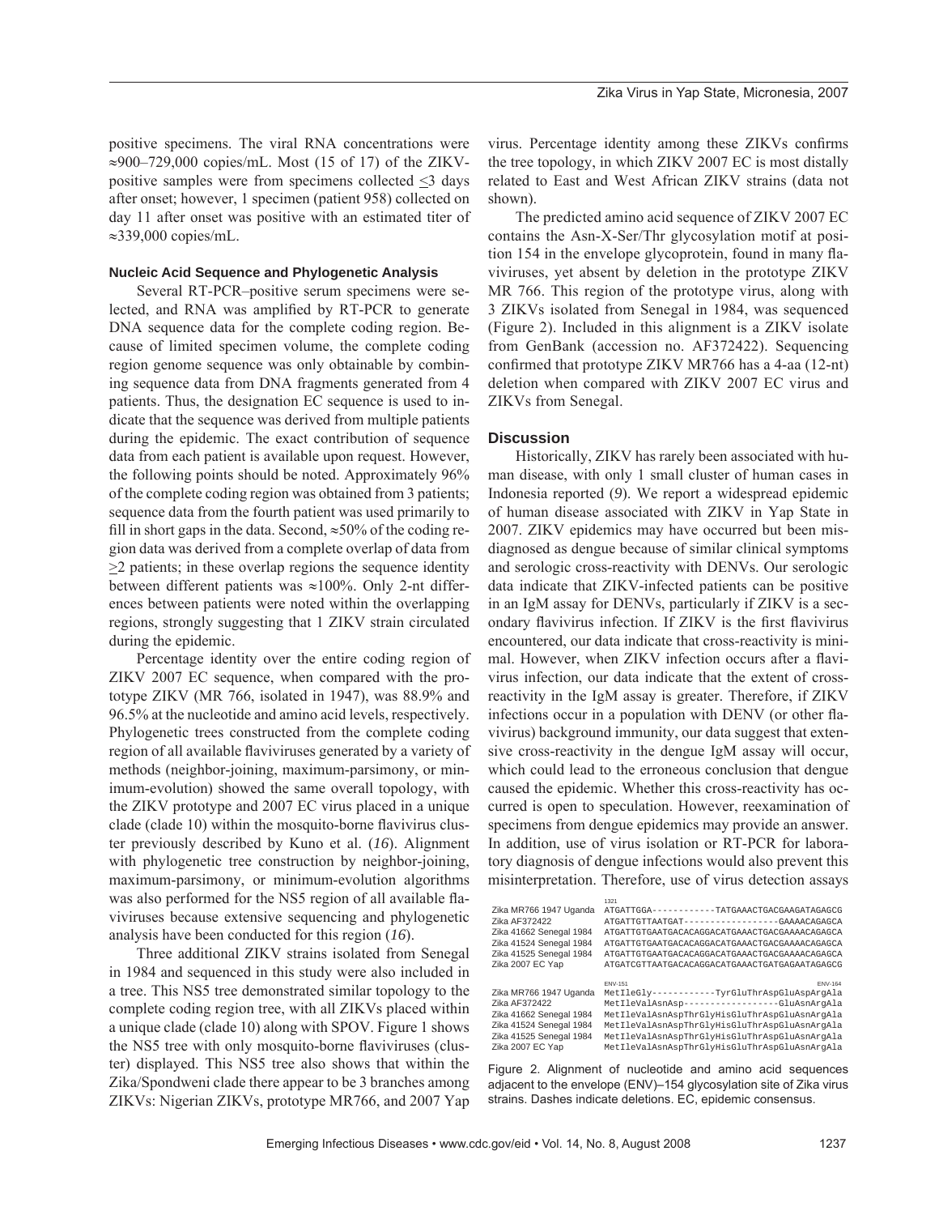positive specimens. The viral RNA concentrations were ≈900–729,000 copies/mL. Most (15 of 17) of the ZIKV-positive samples were from specimens collected ≤3 days after onset; however, 1 specimen (patient 958) collected on day 11 after onset was positive with an estimated titer of ≈339,000 copies/mL.

### Nucleic Acid Sequence and Phylogenetic Analysis

Several RT-PCR–positive serum specimens were selected, and RNA was amplified by RT-PCR to generate DNA sequence data for the complete coding region. Because of limited specimen volume, the complete coding region genome sequence was only obtainable by combining sequence data from DNA fragments generated from 4 patients. Thus, the designation EC sequence is used to indicate that the sequence was derived from multiple patients during the epidemic. The exact contribution of sequence data from each patient is available upon request. However, the following points should be noted. Approximately 96% of the complete coding region was obtained from 3 patients; sequence data from the fourth patient was used primarily to fill in short gaps in the data. Second, ≈50% of the coding region data was derived from a complete overlap of data from ≥2 patients; in these overlap regions the sequence identity between different patients was ≈100%. Only 2-nt differences between patients were noted within the overlapping regions, strongly suggesting that 1 ZIKV strain circulated during the epidemic.

Percentage identity over the entire coding region of ZIKV 2007 EC sequence, when compared with the prototype ZIKV (MR 766, isolated in 1947), was 88.9% and 96.5% at the nucleotide and amino acid levels, respectively. Phylogenetic trees constructed from the complete coding region of all available flaviviruses generated by a variety of methods (neighbor-joining, maximum-parsimony, or minimum-evolution) showed the same overall topology, with the ZIKV prototype and 2007 EC virus placed in a unique clade (clade 10) within the mosquito-borne flavivirus cluster previously described by Kuno et al. (*16*). Alignment with phylogenetic tree construction by neighbor-joining, maximum-parsimony, or minimum-evolution algorithms was also performed for the NS5 region of all available flaviviruses because extensive sequencing and phylogenetic analysis have been conducted for this region (*16*).

Three additional ZIKV strains isolated from Senegal in 1984 and sequenced in this study were also included in a tree. This NS5 tree demonstrated similar topology to the complete coding region tree, with all ZIKVs placed within a unique clade (clade 10) along with SPOV. Figure 1 shows the NS5 tree with only mosquito-borne flaviviruses (cluster) displayed. This NS5 tree also shows that within the Zika/Spondweni clade there appear to be 3 branches among ZIKVs: Nigerian ZIKVs, prototype MR766, and 2007 Yap virus. Percentage identity among these ZIKVs confirms the tree topology, in which ZIKV 2007 EC is most distally related to East and West African ZIKV strains (data not shown).

The predicted amino acid sequence of ZIKV 2007 EC contains the Asn-X-Ser/Thr glycosylation motif at position 154 in the envelope glycoprotein, found in many flaviviruses, yet absent by deletion in the prototype ZIKV MR 766. This region of the prototype virus, along with 3 ZIKVs isolated from Senegal in 1984, was sequenced (Figure 2). Included in this alignment is a ZIKV isolate from GenBank (accession no. AF372422). Sequencing confirmed that prototype ZIKV MR766 has a 4-aa (12-nt) deletion when compared with ZIKV 2007 EC virus and ZIKVs from Senegal.

## Discussion

Historically, ZIKV has rarely been associated with human disease, with only 1 small cluster of human cases in Indonesia reported (*9*). We report a widespread epidemic of human disease associated with ZIKV in Yap State in 2007. ZIKV epidemics may have occurred but been misdiagnosed as dengue because of similar clinical symptoms and serologic cross-reactivity with DENVs. Our serologic data indicate that ZIKV-infected patients can be positive in an IgM assay for DENVs, particularly if ZIKV is a secondary flavivirus infection. If ZIKV is the first flavivirus encountered, our data indicate that cross-reactivity is minimal. However, when ZIKV infection occurs after a flavivirus infection, our data indicate that the extent of cross-reactivity in the IgM assay is greater. Therefore, if ZIKV infections occur in a population with DENV (or other flavivirus) background immunity, our data suggest that extensive cross-reactivity in the dengue IgM assay will occur, which could lead to the erroneous conclusion that dengue caused the epidemic. Whether this cross-reactivity has occurred is open to speculation. However, reexamination of specimens from dengue epidemics may provide an answer. In addition, use of virus isolation or RT-PCR for laboratory diagnosis of dengue infections would also prevent this misinterpretation. Therefore, use of virus detection assays

```
                        1321
Zika MR766 1947 Uganda  ATGATTGGA------------TATGAAACTGACGAAGATAGAGCG
Zika AF372422           ATGATTGTTAATGAT------------------GAAAACAGAGCA
Zika 41662 Senegal 1984 ATGATTGTGAATGACACAGGACATGAAACTGACGAAAACAGAGCA
Zika 41524 Senegal 1984 ATGATTGTGAATGACACAGGACATGAAACTGACGAAAACAGAGCA
Zika 41525 Senegal 1984 ATGATTGTGAATGACACAGGACATGAAACTGACGAAAACAGAGCA
Zika 2007 EC Yap        ATGATCGTTAATGACACAGGACATGAAACTGATGAGAATAGAGCG

                        ENV-151                                  ENV-164
Zika MR766 1947 Uganda  MetIleGly------------TyrGluThrAspGluAspArgAla
Zika AF372422           MetIleValAsnAsp------------------GluAsnArgAla
Zika 41662 Senegal 1984 MetIleValAsnAspThrGlyHisGluThrAspGluAsnArgAla
Zika 41524 Senegal 1984 MetIleValAsnAspThrGlyHisGluThrAspGluAsnArgAla
Zika 41525 Senegal 1984 MetIleValAsnAspThrGlyHisGluThrAspGluAsnArgAla
Zika 2007 EC Yap        MetIleValAsnAspThrGlyHisGluThrAspGluAsnArgAla
```

Figure 2. Alignment of nucleotide and amino acid sequences adjacent to the envelope (ENV)–154 glycosylation site of Zika virus strains. Dashes indicate deletions. EC, epidemic consensus.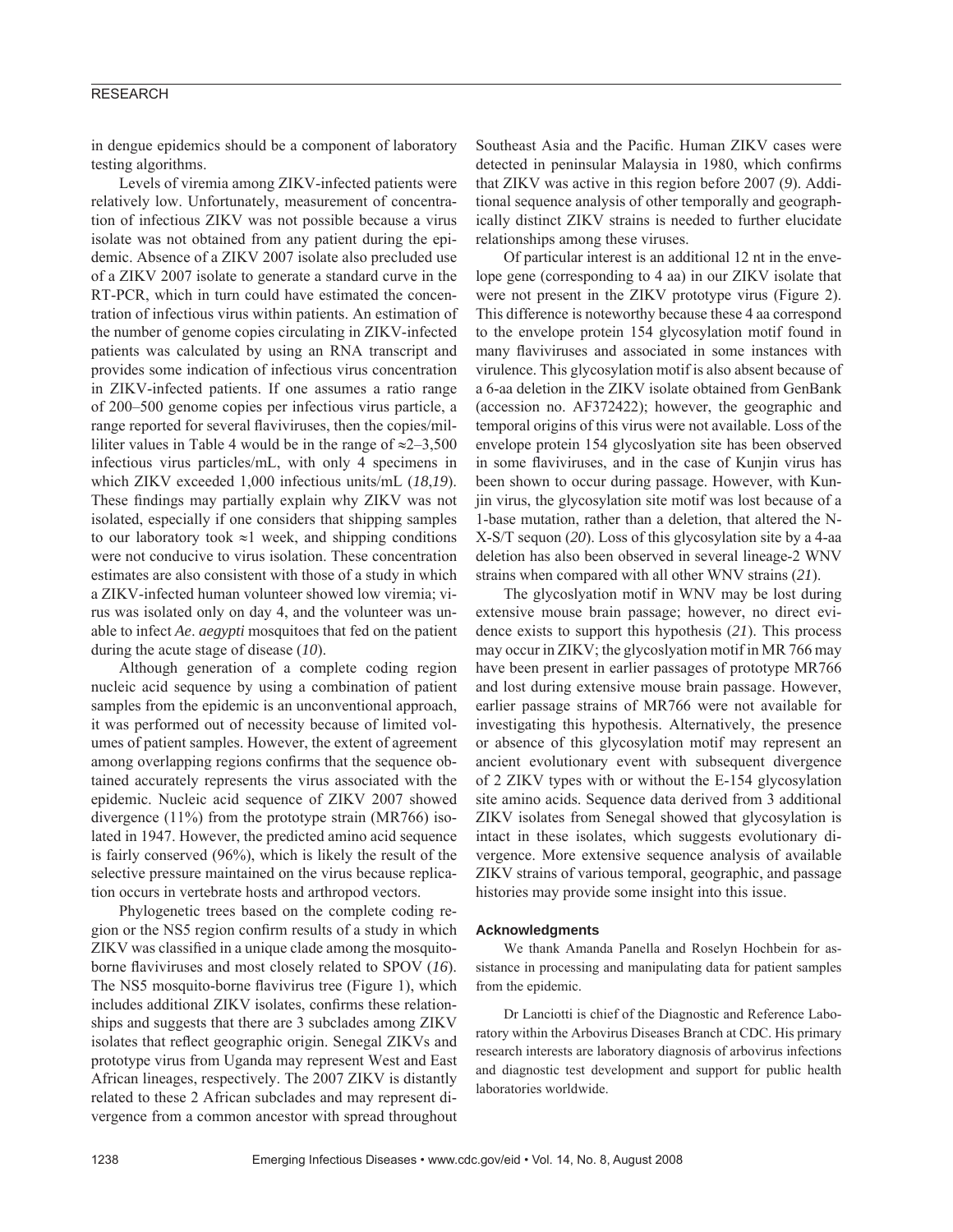in dengue epidemics should be a component of laboratory testing algorithms.

Levels of viremia among ZIKV-infected patients were relatively low. Unfortunately, measurement of concentration of infectious ZIKV was not possible because a virus isolate was not obtained from any patient during the epidemic. Absence of a ZIKV 2007 isolate also precluded use of a ZIKV 2007 isolate to generate a standard curve in the RT-PCR, which in turn could have estimated the concentration of infectious virus within patients. An estimation of the number of genome copies circulating in ZIKV-infected patients was calculated by using an RNA transcript and provides some indication of infectious virus concentration in ZIKV-infected patients. If one assumes a ratio range of 200–500 genome copies per infectious virus particle, a range reported for several flaviviruses, then the copies/milliliter values in Table 4 would be in the range of ≈2–3,500 infectious virus particles/mL, with only 4 specimens in which ZIKV exceeded 1,000 infectious units/mL (*18*,*19*). These findings may partially explain why ZIKV was not isolated, especially if one considers that shipping samples to our laboratory took ≈1 week, and shipping conditions were not conducive to virus isolation. These concentration estimates are also consistent with those of a study in which a ZIKV-infected human volunteer showed low viremia; virus was isolated only on day 4, and the volunteer was unable to infect *Ae*. *aegypti* mosquitoes that fed on the patient during the acute stage of disease (*10*).

Although generation of a complete coding region nucleic acid sequence by using a combination of patient samples from the epidemic is an unconventional approach, it was performed out of necessity because of limited volumes of patient samples. However, the extent of agreement among overlapping regions confirms that the sequence obtained accurately represents the virus associated with the epidemic. Nucleic acid sequence of ZIKV 2007 showed divergence (11%) from the prototype strain (MR766) isolated in 1947. However, the predicted amino acid sequence is fairly conserved (96%), which is likely the result of the selective pressure maintained on the virus because replication occurs in vertebrate hosts and arthropod vectors.

Phylogenetic trees based on the complete coding region or the NS5 region confirm results of a study in which ZIKV was classified in a unique clade among the mosquito-borne flaviviruses and most closely related to SPOV (*16*). The NS5 mosquito-borne flavivirus tree (Figure 1), which includes additional ZIKV isolates, confirms these relationships and suggests that there are 3 subclades among ZIKV isolates that reflect geographic origin. Senegal ZIKVs and prototype virus from Uganda may represent West and East African lineages, respectively. The 2007 ZIKV is distantly related to these 2 African subclades and may represent divergence from a common ancestor with spread throughout Southeast Asia and the Pacific. Human ZIKV cases were detected in peninsular Malaysia in 1980, which confirms that ZIKV was active in this region before 2007 (*9*). Additional sequence analysis of other temporally and geographically distinct ZIKV strains is needed to further elucidate relationships among these viruses.

Of particular interest is an additional 12 nt in the envelope gene (corresponding to 4 aa) in our ZIKV isolate that were not present in the ZIKV prototype virus (Figure 2). This difference is noteworthy because these 4 aa correspond to the envelope protein 154 glycosylation motif found in many flaviviruses and associated in some instances with virulence. This glycosylation motif is also absent because of a 6-aa deletion in the ZIKV isolate obtained from GenBank (accession no. AF372422); however, the geographic and temporal origins of this virus were not available. Loss of the envelope protein 154 glycoslyation site has been observed in some flaviviruses, and in the case of Kunjin virus has been shown to occur during passage. However, with Kunjin virus, the glycosylation site motif was lost because of a 1-base mutation, rather than a deletion, that altered the N-X-S/T sequon (*20*). Loss of this glycosylation site by a 4-aa deletion has also been observed in several lineage-2 WNV strains when compared with all other WNV strains (*21*).

The glycoslyation motif in WNV may be lost during extensive mouse brain passage; however, no direct evidence exists to support this hypothesis (*21*). This process may occur in ZIKV; the glycoslyation motif in MR 766 may have been present in earlier passages of prototype MR766 and lost during extensive mouse brain passage. However, earlier passage strains of MR766 were not available for investigating this hypothesis. Alternatively, the presence or absence of this glycosylation motif may represent an ancient evolutionary event with subsequent divergence of 2 ZIKV types with or without the E-154 glycosylation site amino acids. Sequence data derived from 3 additional ZIKV isolates from Senegal showed that glycosylation is intact in these isolates, which suggests evolutionary divergence. More extensive sequence analysis of available ZIKV strains of various temporal, geographic, and passage histories may provide some insight into this issue.

#### Acknowledgments

We thank Amanda Panella and Roselyn Hochbein for assistance in processing and manipulating data for patient samples from the epidemic.

Dr Lanciotti is chief of the Diagnostic and Reference Laboratory within the Arbovirus Diseases Branch at CDC. His primary research interests are laboratory diagnosis of arbovirus infections and diagnostic test development and support for public health laboratories worldwide.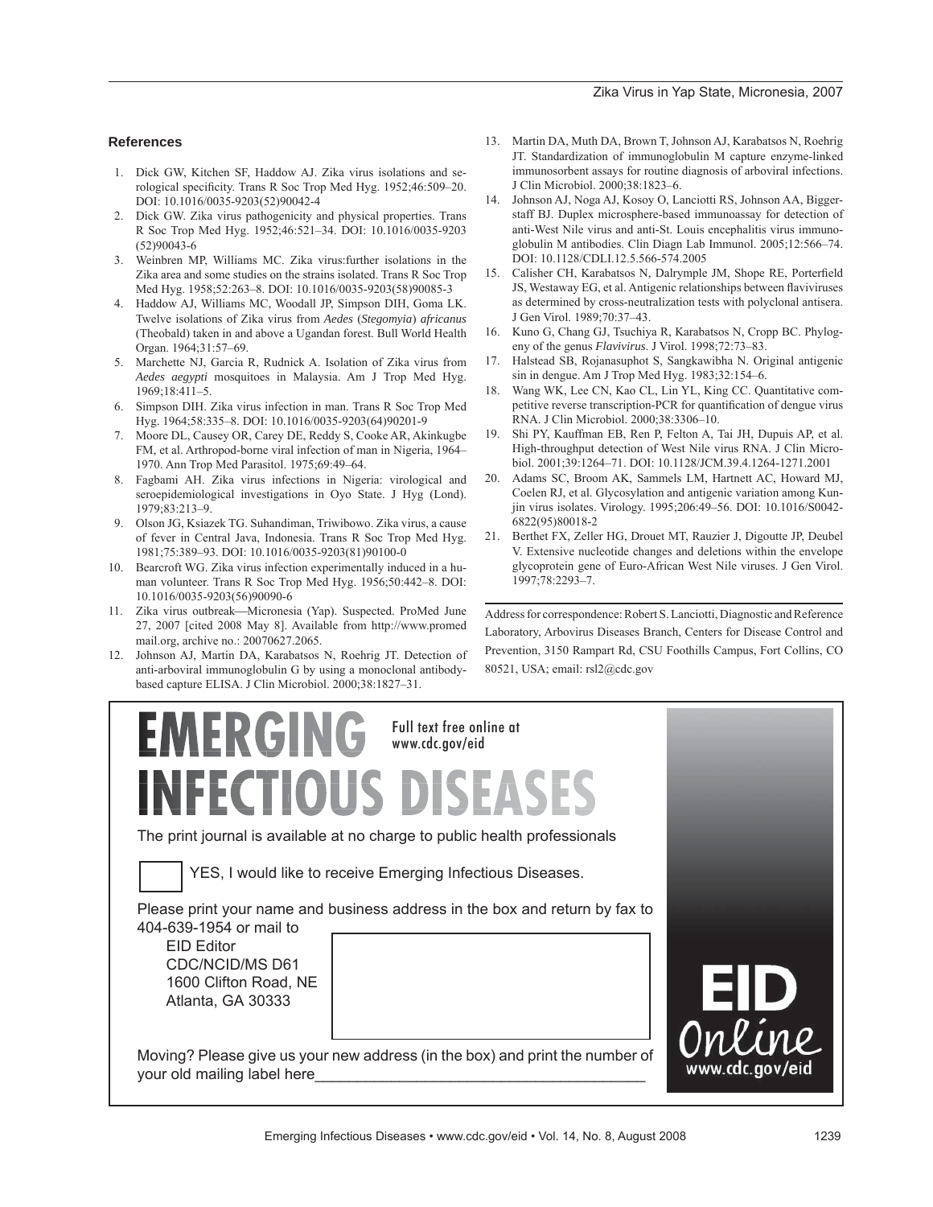## References

1. Dick GW, Kitchen SF, Haddow AJ. Zika virus isolations and serological specificity. Trans R Soc Trop Med Hyg. 1952;46:509–20. DOI: 10.1016/0035-9203(52)90042-4
2. Dick GW. Zika virus pathogenicity and physical properties. Trans R Soc Trop Med Hyg. 1952;46:521–34. DOI: 10.1016/0035-9203(52)90043-6
3. Weinbren MP, Williams MC. Zika virus:further isolations in the Zika area and some studies on the strains isolated. Trans R Soc Trop Med Hyg. 1958;52:263–8. DOI: 10.1016/0035-9203(58)90085-3
4. Haddow AJ, Williams MC, Woodall JP, Simpson DIH, Goma LK. Twelve isolations of Zika virus from *Aedes* (*Stegomyia*) *africanus* (Theobald) taken in and above a Ugandan forest. Bull World Health Organ. 1964;31:57–69.
5. Marchette NJ, Garcia R, Rudnick A. Isolation of Zika virus from *Aedes aegypti* mosquitoes in Malaysia. Am J Trop Med Hyg. 1969;18:411–5.
6. Simpson DIH. Zika virus infection in man. Trans R Soc Trop Med Hyg. 1964;58:335–8. DOI: 10.1016/0035-9203(64)90201-9
7. Moore DL, Causey OR, Carey DE, Reddy S, Cooke AR, Akinkugbe FM, et al. Arthropod-borne viral infection of man in Nigeria, 1964–1970. Ann Trop Med Parasitol. 1975;69:49–64.
8. Fagbami AH. Zika virus infections in Nigeria: virological and seroepidemiological investigations in Oyo State. J Hyg (Lond). 1979;83:213–9.
9. Olson JG, Ksiazek TG. Suhandiman, Triwibowo. Zika virus, a cause of fever in Central Java, Indonesia. Trans R Soc Trop Med Hyg. 1981;75:389–93. DOI: 10.1016/0035-9203(81)90100-0
10. Bearcroft WG. Zika virus infection experimentally induced in a human volunteer. Trans R Soc Trop Med Hyg. 1956;50:442–8. DOI: 10.1016/0035-9203(56)90090-6
11. Zika virus outbreak—Micronesia (Yap). Suspected. ProMed June 27, 2007 [cited 2008 May 8]. Available from http://www.promedmail.org, archive no.: 20070627.2065.
12. Johnson AJ, Martin DA, Karabatsos N, Roehrig JT. Detection of anti-arboviral immunoglobulin G by using a monoclonal antibody-based capture ELISA. J Clin Microbiol. 2000;38:1827–31.
13. Martin DA, Muth DA, Brown T, Johnson AJ, Karabatsos N, Roehrig JT. Standardization of immunoglobulin M capture enzyme-linked immunosorbent assays for routine diagnosis of arboviral infections. J Clin Microbiol. 2000;38:1823–6.
14. Johnson AJ, Noga AJ, Kosoy O, Lanciotti RS, Johnson AA, Biggerstaff BJ. Duplex microsphere-based immunoassay for detection of anti-West Nile virus and anti-St. Louis encephalitis virus immunoglobulin M antibodies. Clin Diagn Lab Immunol. 2005;12:566–74. DOI: 10.1128/CDLI.12.5.566-574.2005
15. Calisher CH, Karabatsos N, Dalrymple JM, Shope RE, Porterfield JS, Westaway EG, et al. Antigenic relationships between flaviviruses as determined by cross-neutralization tests with polyclonal antisera. J Gen Virol. 1989;70:37–43.
16. Kuno G, Chang GJ, Tsuchiya R, Karabatsos N, Cropp BC. Phylogeny of the genus *Flavivirus*. J Virol. 1998;72:73–83.
17. Halstead SB, Rojanasuphot S, Sangkawibha N. Original antigenic sin in dengue. Am J Trop Med Hyg. 1983;32:154–6.
18. Wang WK, Lee CN, Kao CL, Lin YL, King CC. Quantitative competitive reverse transcription-PCR for quantification of dengue virus RNA. J Clin Microbiol. 2000;38:3306–10.
19. Shi PY, Kauffman EB, Ren P, Felton A, Tai JH, Dupuis AP, et al. High-throughput detection of West Nile virus RNA. J Clin Microbiol. 2001;39:1264–71. DOI: 10.1128/JCM.39.4.1264-1271.2001
20. Adams SC, Broom AK, Sammels LM, Hartnett AC, Howard MJ, Coelen RJ, et al. Glycosylation and antigenic variation among Kunjin virus isolates. Virology. 1995;206:49–56. DOI: 10.1016/S0042-6822(95)80018-2
21. Berthet FX, Zeller HG, Drouet MT, Rauzier J, Digoutte JP, Deubel V. Extensive nucleotide changes and deletions within the envelope glycoprotein gene of Euro-African West Nile viruses. J Gen Virol. 1997;78:2293–7.

Address for correspondence: Robert S. Lanciotti, Diagnostic and Reference Laboratory, Arbovirus Diseases Branch, Centers for Disease Control and Prevention, 3150 Rampart Rd, CSU Foothills Campus, Fort Collins, CO 80521, USA; email: rsl2@cdc.gov

# EMERGING INFECTIOUS DISEASES

Full text free online at www.cdc.gov/eid

The print journal is available at no charge to public health professionals

☐ YES, I would like to receive Emerging Infectious Diseases.

Please print your name and business address in the box and return by fax to 404-639-1954 or mail to

EID Editor
CDC/NCID/MS D61
1600 Clifton Road, NE
Atlanta, GA 30333

Moving? Please give us your new address (in the box) and print the number of your old mailing label here________________________________________

EID Online
www.cdc.gov/eid